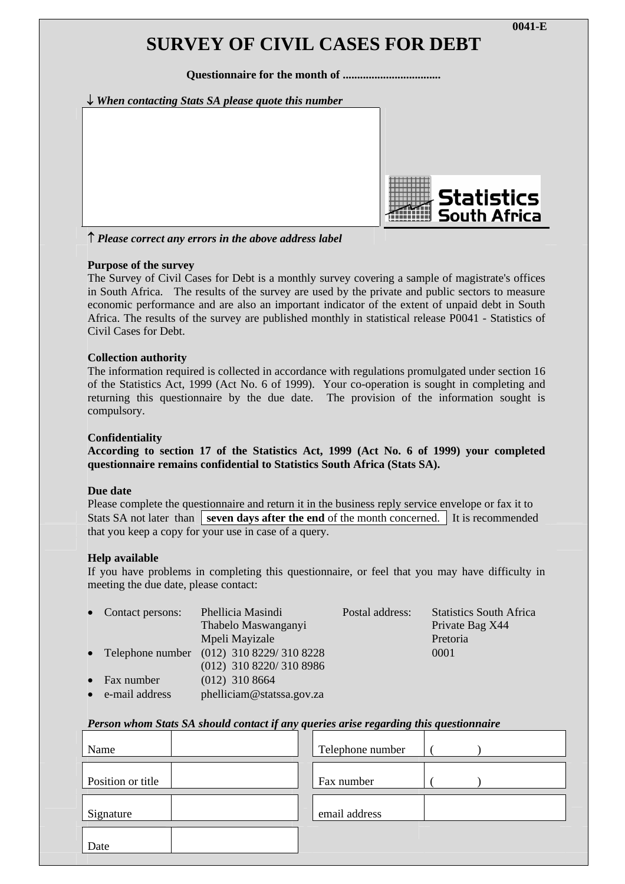**0041-E**

# SURVEY OF CIVIL CASES FOR DEBT

**Questionnaire for the month of ..................................**

↓ ***When contacting Stats SA please quote this number***

↑ ***Please correct any errors in the above address label***

Statistics South Africa

**Purpose of the survey**

The Survey of Civil Cases for Debt is a monthly survey covering a sample of magistrate's offices in South Africa. The results of the survey are used by the private and public sectors to measure economic performance and are also an important indicator of the extent of unpaid debt in South Africa. The results of the survey are published monthly in statistical release P0041 - Statistics of Civil Cases for Debt.

**Collection authority**

The information required is collected in accordance with regulations promulgated under section 16 of the Statistics Act, 1999 (Act No. 6 of 1999). Your co-operation is sought in completing and returning this questionnaire by the due date. The provision of the information sought is compulsory.

**Confidentiality**

**According to section 17 of the Statistics Act, 1999 (Act No. 6 of 1999) your completed questionnaire remains confidential to Statistics South Africa (Stats SA).**

**Due date**

Please complete the questionnaire and return it in the business reply service envelope or fax it to Stats SA not later than **seven days after the end** of the month concerned. It is recommended that you keep a copy for your use in case of a query.

**Help available**

If you have problems in completing this questionnaire, or feel that you may have difficulty in meeting the due date, please contact:

- Contact persons: Phellicia Masindi, Thabelo Maswanganyi, Mpeli Mayizale
- Telephone number (012) 310 8229/ 310 8228, (012) 310 8220/ 310 8986
- Fax number (012) 310 8664
- e-mail address phelliciam@statssa.gov.za

Postal address: Statistics South Africa, Private Bag X44, Pretoria, 0001

***Person whom Stats SA should contact if any queries arise regarding this questionnaire***

| | | | |
|---|---|---|---|
| Name | | Telephone number | ( ) |
| Position or title | | Fax number | ( ) |
| Signature | | email address | |
| Date | | | |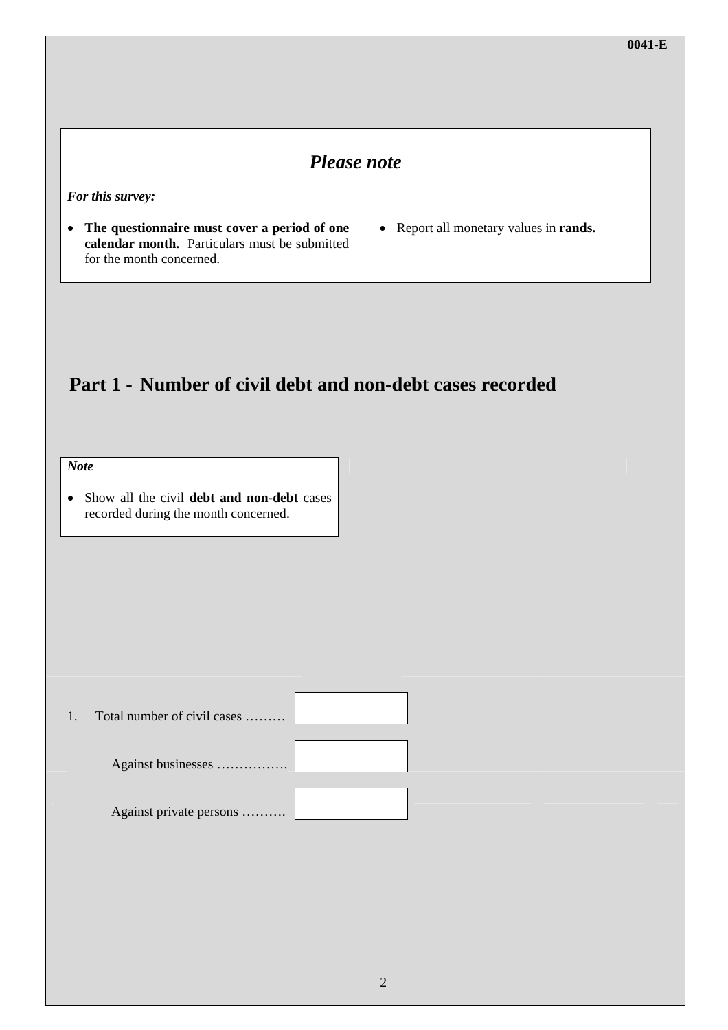## *Please note*

***For this survey:***

- **The questionnaire must cover a period of one calendar month.** Particulars must be submitted for the month concerned.
- Report all monetary values in **rands.**

# Part 1 - Number of civil debt and non-debt cases recorded

***Note***

- Show all the civil **debt and non-debt** cases recorded during the month concerned.

1. Total number of civil cases ……… [ ]

   Against businesses ……………. [ ]

   Against private persons ………. [ ]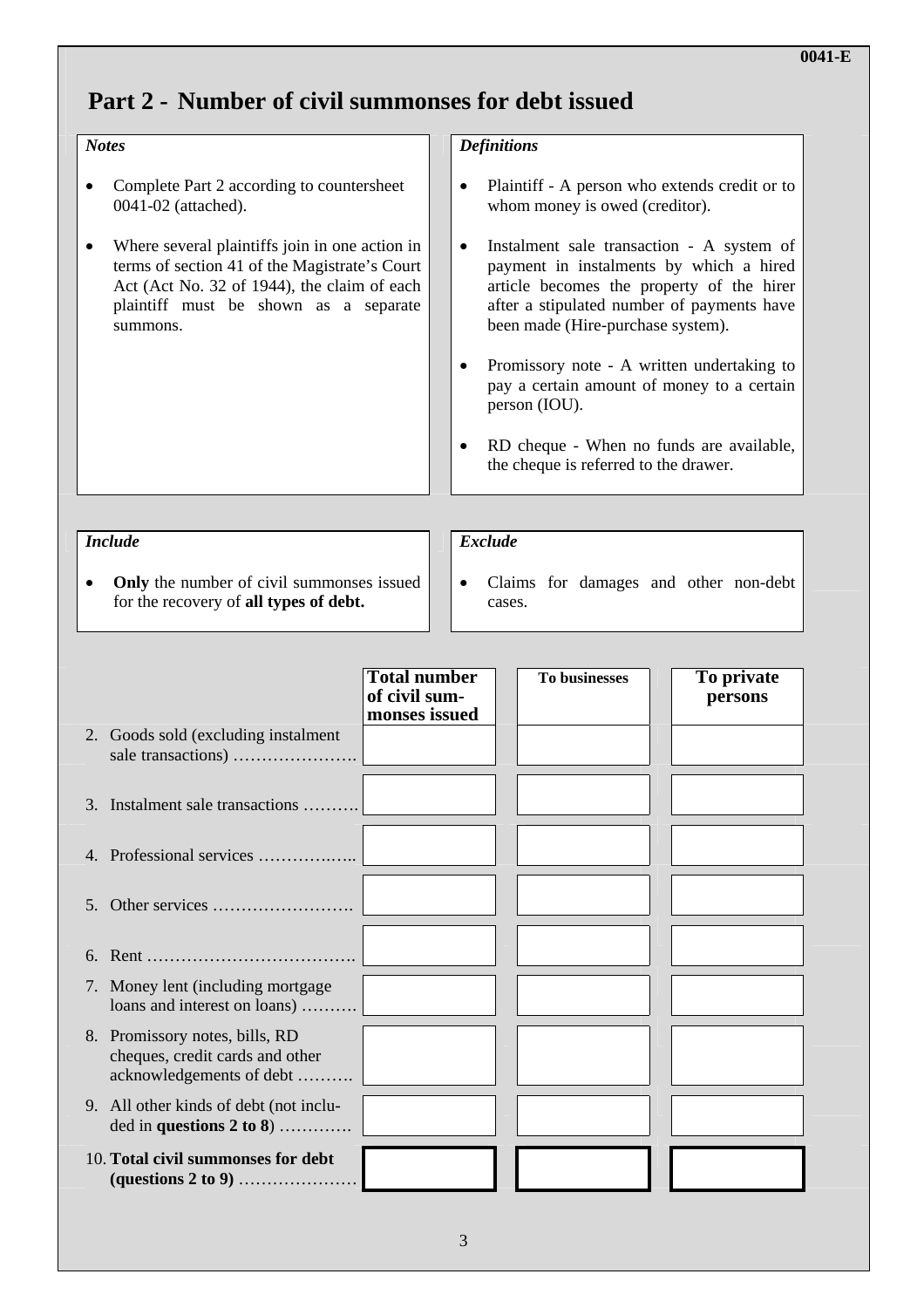0041-E

# Part 2 - Number of civil summonses for debt issued

*Notes*

- Complete Part 2 according to countersheet 0041-02 (attached).
- Where several plaintiffs join in one action in terms of section 41 of the Magistrate's Court Act (Act No. 32 of 1944), the claim of each plaintiff must be shown as a separate summons.

*Definitions*

- Plaintiff - A person who extends credit or to whom money is owed (creditor).
- Instalment sale transaction - A system of payment in instalments by which a hired article becomes the property of the hirer after a stipulated number of payments have been made (Hire-purchase system).
- Promissory note - A written undertaking to pay a certain amount of money to a certain person (IOU).
- RD cheque - When no funds are available, the cheque is referred to the drawer.

*Include*

- **Only** the number of civil summonses issued for the recovery of **all types of debt.**

*Exclude*

- Claims for damages and other non-debt cases.

| | Total number of civil summonses issued | To businesses | To private persons |
|---|---|---|---|
| 2. Goods sold (excluding instalment sale transactions) …………………. | | | |
| 3. Instalment sale transactions ………. | | | |
| 4. Professional services ……………... | | | |
| 5. Other services ……………………. | | | |
| 6. Rent ………………………………. | | | |
| 7. Money lent (including mortgage loans and interest on loans) ………. | | | |
| 8. Promissory notes, bills, RD cheques, credit cards and other acknowledgements of debt ………. | | | |
| 9. All other kinds of debt (not included in **questions 2 to 8**) …………. | | | |
| 10. **Total civil summonses for debt (questions 2 to 9)** ………………… | | | |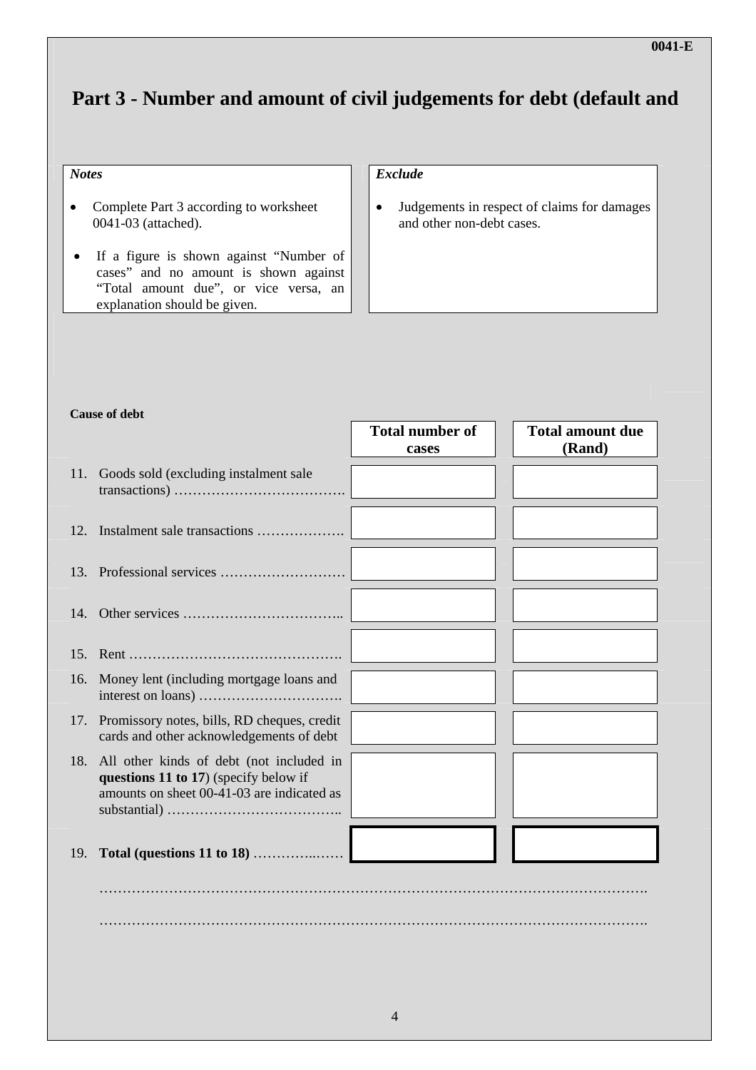0041-E

# Part 3 - Number and amount of civil judgements for debt (default and

***Notes***

- Complete Part 3 according to worksheet 0041-03 (attached).
- If a figure is shown against "Number of cases" and no amount is shown against "Total amount due", or vice versa, an explanation should be given.

***Exclude***

- Judgements in respect of claims for damages and other non-debt cases.

**Cause of debt**

| | Cause of debt | Total number of cases | Total amount due (Rand) |
|---|---|---|---|
| 11. | Goods sold (excluding instalment sale transactions) ………………………………. | | |
| 12. | Instalment sale transactions ………………. | | |
| 13. | Professional services ……………………… | | |
| 14. | Other services …………………………….. | | |
| 15. | Rent ………………………………………. | | |
| 16. | Money lent (including mortgage loans and interest on loans) …………………………. | | |
| 17. | Promissory notes, bills, RD cheques, credit cards and other acknowledgements of debt | | |
| 18. | All other kinds of debt (not included in **questions 11 to 17**) (specify below if amounts on sheet 00-41-03 are indicated as substantial) ……………………………….. | | |
| 19. | **Total (questions 11 to 18)** …………..…… | | |

……………………………………………………………………………………………………….

……………………………………………………………………………………………………….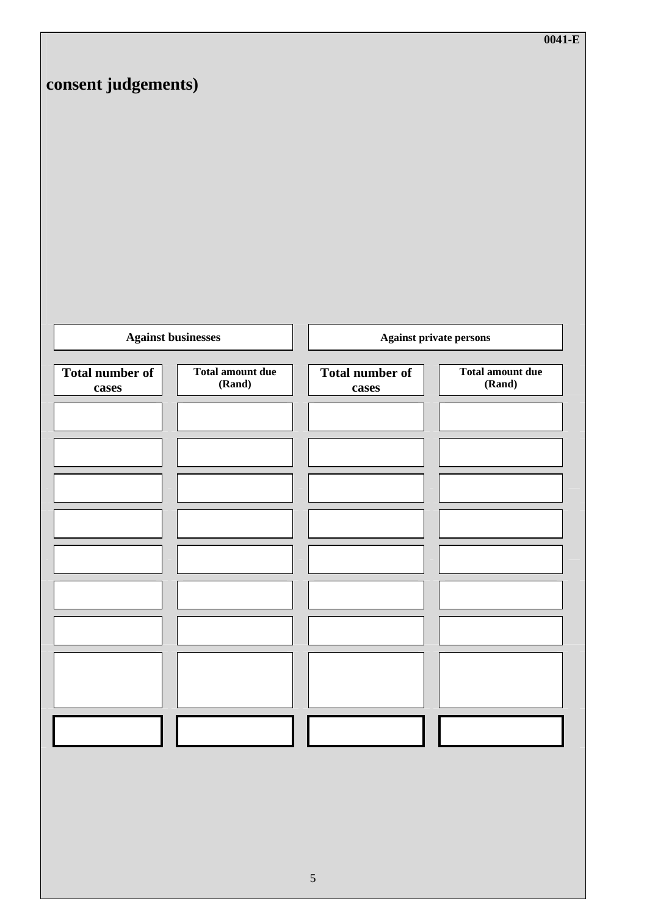**consent judgements)**

| Against businesses | | Against private persons | |
|---|---|---|---|
| **Total number of cases** | **Total amount due (Rand)** | **Total number of cases** | **Total amount due (Rand)** |
| | | | |
| | | | |
| | | | |
| | | | |
| | | | |
| | | | |
| | | | |
| | | | |
| | | | |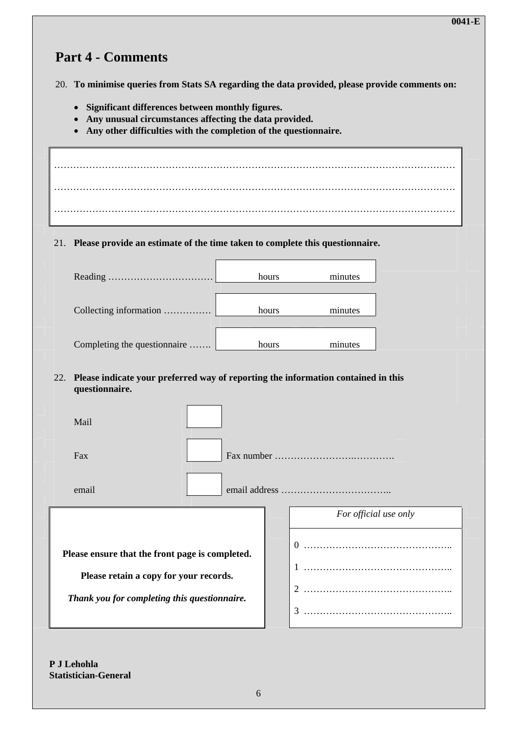## Part 4 - Comments

20. **To minimise queries from Stats SA regarding the data provided, please provide comments on:**

- **Significant differences between monthly figures.**
- **Any unusual circumstances affecting the data provided.**
- **Any other difficulties with the completion of the questionnaire.**

……………………………………………………………………………………………………………

……………………………………………………………………………………………………………

……………………………………………………………………………………………………………

21. **Please provide an estimate of the time taken to complete this questionnaire.**

| | | |
|---|---|---|
| Reading …………………………… | hours | minutes |
| Collecting information …………… | hours | minutes |
| Completing the questionnaire ……. | hours | minutes |

22. **Please indicate your preferred way of reporting the information contained in this questionnaire.**

| | | |
|---|---|---|
| Mail | ☐ | |
| Fax | ☐ | Fax number …………………….…………. |
| email | ☐ | email address …………………………….. |

**Please ensure that the front page is completed.**

**Please retain a copy for your records.**

***Thank you for completing this questionnaire.***

| *For official use only* |
|---|
| 0 ……………………………………….. |
| 1 ……………………………………….. |
| 2 ……………………………………….. |
| 3 ……………………………………….. |

**P J Lehohla**
**Statistician-General**